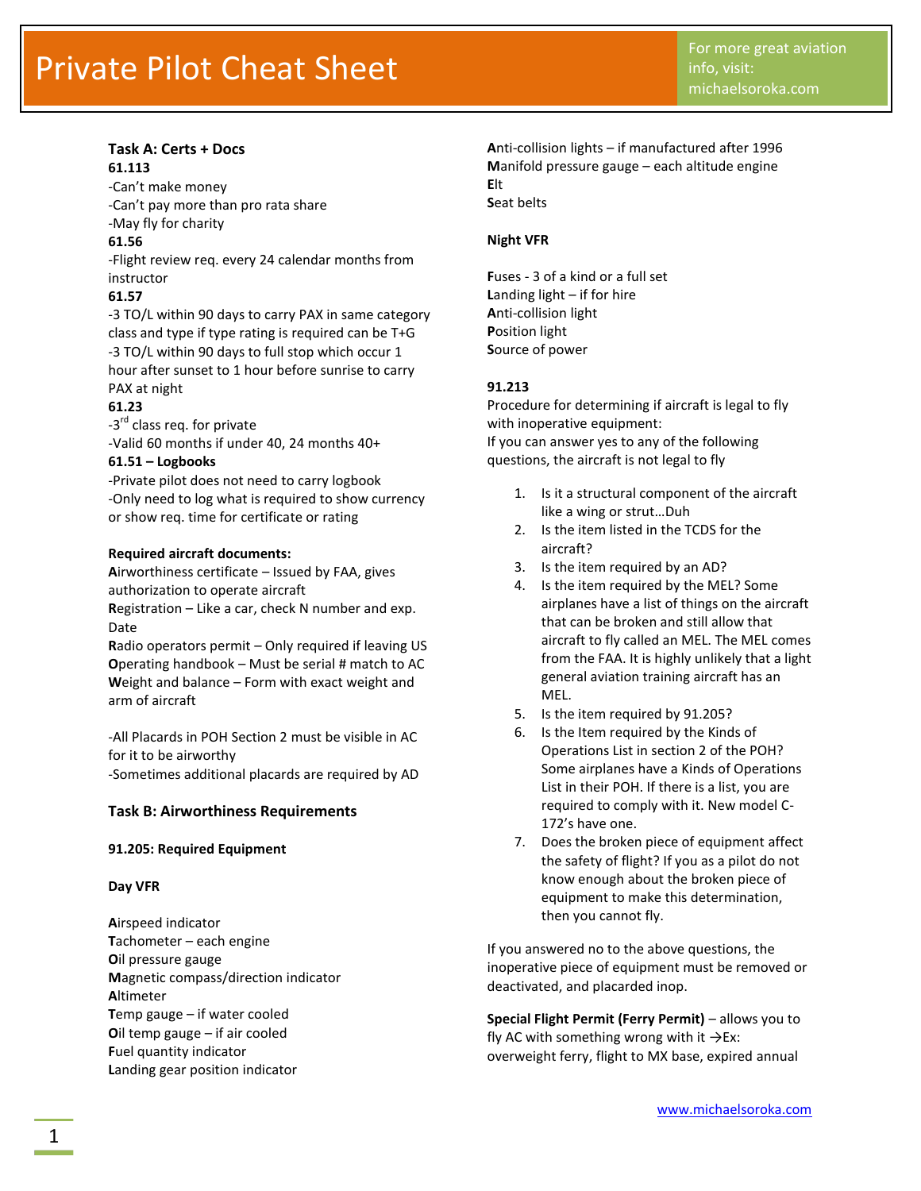# Private Pilot Cheat Sheet

For more great aviation info, visit: michaelsoroka.com

### Task A: Certs + Docs

**61.113**

-Can't make money
-Can't pay more than pro rata share
-May fly for charity

**61.56**

-Flight review req. every 24 calendar months from instructor

**61.57**

-3 TO/L within 90 days to carry PAX in same category class and type if type rating is required can be T+G
-3 TO/L within 90 days to full stop which occur 1 hour after sunset to 1 hour before sunrise to carry PAX at night

**61.23**

-3rd class req. for private
-Valid 60 months if under 40, 24 months 40+

**61.51 – Logbooks**

-Private pilot does not need to carry logbook
-Only need to log what is required to show currency or show req. time for certificate or rating

**Required aircraft documents:**

**A**irworthiness certificate – Issued by FAA, gives authorization to operate aircraft
**R**egistration – Like a car, check N number and exp. Date
**R**adio operators permit – Only required if leaving US
**O**perating handbook – Must be serial # match to AC
**W**eight and balance – Form with exact weight and arm of aircraft

-All Placards in POH Section 2 must be visible in AC for it to be airworthy
-Sometimes additional placards are required by AD

### Task B: Airworthiness Requirements

**91.205: Required Equipment**

**Day VFR**

**A**irspeed indicator
**T**achometer – each engine
**O**il pressure gauge
**M**agnetic compass/direction indicator
**A**ltimeter
**T**emp gauge – if water cooled
**O**il temp gauge – if air cooled
**F**uel quantity indicator
**L**anding gear position indicator
**A**nti-collision lights – if manufactured after 1996
**M**anifold pressure gauge – each altitude engine
**E**lt
**S**eat belts

**Night VFR**

**F**uses - 3 of a kind or a full set
**L**anding light – if for hire
**A**nti-collision light
**P**osition light
**S**ource of power

**91.213**

Procedure for determining if aircraft is legal to fly with inoperative equipment:
If you can answer yes to any of the following questions, the aircraft is not legal to fly

1. Is it a structural component of the aircraft like a wing or strut…Duh
2. Is the item listed in the TCDS for the aircraft?
3. Is the item required by an AD?
4. Is the item required by the MEL? Some airplanes have a list of things on the aircraft that can be broken and still allow that aircraft to fly called an MEL. The MEL comes from the FAA. It is highly unlikely that a light general aviation training aircraft has an MEL.
5. Is the item required by 91.205?
6. Is the Item required by the Kinds of Operations List in section 2 of the POH? Some airplanes have a Kinds of Operations List in their POH. If there is a list, you are required to comply with it. New model C-172's have one.
7. Does the broken piece of equipment affect the safety of flight? If you as a pilot do not know enough about the broken piece of equipment to make this determination, then you cannot fly.

If you answered no to the above questions, the inoperative piece of equipment must be removed or deactivated, and placarded inop.

**Special Flight Permit (Ferry Permit)** – allows you to fly AC with something wrong with it →Ex: overweight ferry, flight to MX base, expired annual

www.michaelsoroka.com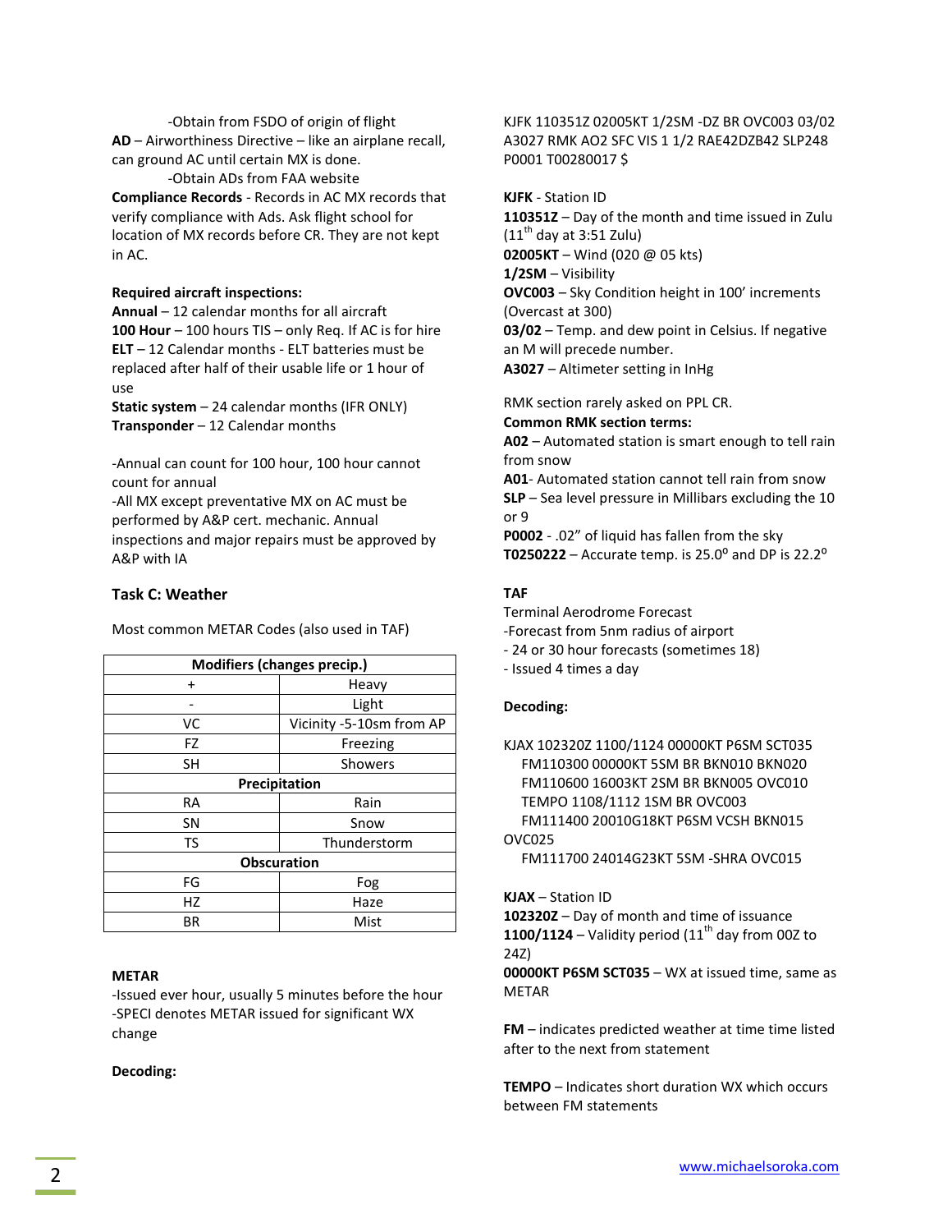-Obtain from FSDO of origin of flight

**AD** – Airworthiness Directive – like an airplane recall, can ground AC until certain MX is done.

-Obtain ADs from FAA website

**Compliance Records** - Records in AC MX records that verify compliance with Ads. Ask flight school for location of MX records before CR. They are not kept in AC.

**Required aircraft inspections:**

**Annual** – 12 calendar months for all aircraft

**100 Hour** – 100 hours TIS – only Req. If AC is for hire

**ELT** – 12 Calendar months - ELT batteries must be replaced after half of their usable life or 1 hour of use

**Static system** – 24 calendar months (IFR ONLY)

**Transponder** – 12 Calendar months

-Annual can count for 100 hour, 100 hour cannot count for annual

-All MX except preventative MX on AC must be performed by A&P cert. mechanic. Annual inspections and major repairs must be approved by A&P with IA

## Task C: Weather

Most common METAR Codes (also used in TAF)

| **Modifiers (changes precip.)** | |
|---|---|
| + | Heavy |
| - | Light |
| VC | Vicinity -5-10sm from AP |
| FZ | Freezing |
| SH | Showers |
| **Precipitation** | |
| RA | Rain |
| SN | Snow |
| TS | Thunderstorm |
| **Obscuration** | |
| FG | Fog |
| HZ | Haze |
| BR | Mist |

**METAR**

-Issued ever hour, usually 5 minutes before the hour

-SPECI denotes METAR issued for significant WX change

**Decoding:**

KJFK 110351Z 02005KT 1/2SM -DZ BR OVC003 03/02 A3027 RMK AO2 SFC VIS 1 1/2 RAE42DZB42 SLP248 P0001 T00280017 $

**KJFK** - Station ID

**110351Z** – Day of the month and time issued in Zulu (11th day at 3:51 Zulu)

**02005KT** – Wind (020 @ 05 kts)

**1/2SM** – Visibility

**OVC003** – Sky Condition height in 100' increments (Overcast at 300)

**03/02** – Temp. and dew point in Celsius. If negative an M will precede number.

**A3027** – Altimeter setting in InHg

RMK section rarely asked on PPL CR.

**Common RMK section terms:**

**A02** – Automated station is smart enough to tell rain from snow

**A01**- Automated station cannot tell rain from snow

**SLP** – Sea level pressure in Millibars excluding the 10 or 9

**P0002** - .02" of liquid has fallen from the sky

**T0250222** – Accurate temp. is 25.0° and DP is 22.2°

**TAF**

Terminal Aerodrome Forecast

-Forecast from 5nm radius of airport

- 24 or 30 hour forecasts (sometimes 18)

- Issued 4 times a day

**Decoding:**

KJAX 102320Z 1100/1124 00000KT P6SM SCT035
FM110300 00000KT 5SM BR BKN010 BKN020
FM110600 16003KT 2SM BR BKN005 OVC010
TEMPO 1108/1112 1SM BR OVC003
FM111400 20010G18KT P6SM VCSH BKN015 OVC025
FM111700 24014G23KT 5SM -SHRA OVC015

**KJAX** – Station ID

**102320Z** – Day of month and time of issuance

**1100/1124** – Validity period (11th day from 00Z to 24Z)

**00000KT P6SM SCT035** – WX at issued time, same as METAR

**FM** – indicates predicted weather at time time listed after to the next from statement

**TEMPO** – Indicates short duration WX which occurs between FM statements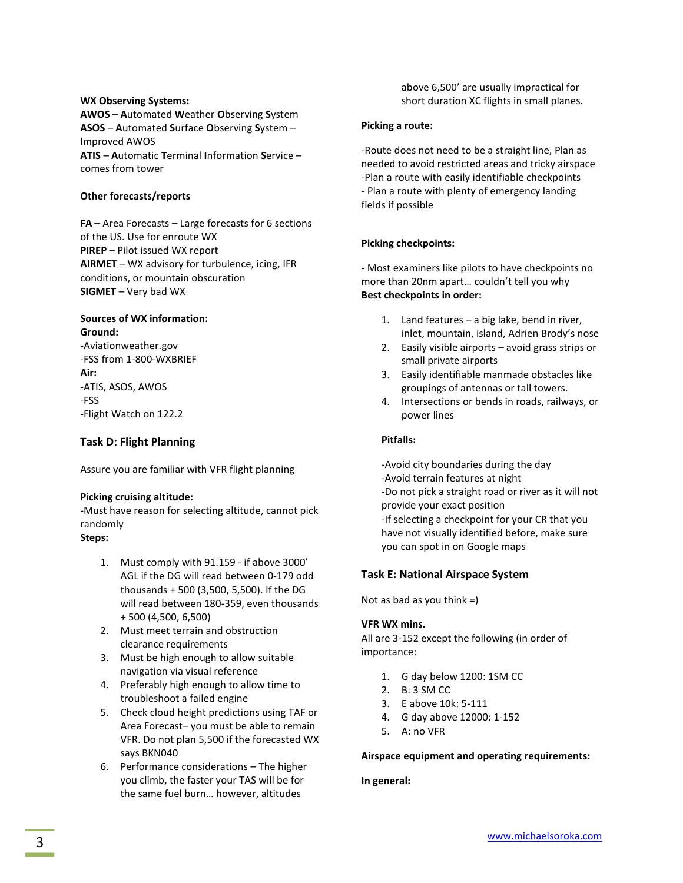**WX Observing Systems:**
**AWOS** – **A**utomated **W**eather **O**bserving **S**ystem
**ASOS** – **A**utomated **S**urface **O**bserving **S**ystem – Improved AWOS
**ATIS** – **A**utomatic **T**erminal **I**nformation **S**ervice – comes from tower

**Other forecasts/reports**

**FA** – Area Forecasts – Large forecasts for 6 sections of the US. Use for enroute WX
**PIREP** – Pilot issued WX report
**AIRMET** – WX advisory for turbulence, icing, IFR conditions, or mountain obscuration
**SIGMET** – Very bad WX

**Sources of WX information:**
**Ground:**
-Aviationweather.gov
-FSS from 1-800-WXBRIEF
**Air:**
-ATIS, ASOS, AWOS
-FSS
-Flight Watch on 122.2

## Task D: Flight Planning

Assure you are familiar with VFR flight planning

**Picking cruising altitude:**
-Must have reason for selecting altitude, cannot pick randomly
**Steps:**

1. Must comply with 91.159 - if above 3000' AGL if the DG will read between 0-179 odd thousands + 500 (3,500, 5,500). If the DG will read between 180-359, even thousands + 500 (4,500, 6,500)
2. Must meet terrain and obstruction clearance requirements
3. Must be high enough to allow suitable navigation via visual reference
4. Preferably high enough to allow time to troubleshoot a failed engine
5. Check cloud height predictions using TAF or Area Forecast– you must be able to remain VFR. Do not plan 5,500 if the forecasted WX says BKN040
6. Performance considerations – The higher you climb, the faster your TAS will be for the same fuel burn… however, altitudes above 6,500' are usually impractical for short duration XC flights in small planes.

**Picking a route:**

-Route does not need to be a straight line, Plan as needed to avoid restricted areas and tricky airspace
-Plan a route with easily identifiable checkpoints
- Plan a route with plenty of emergency landing fields if possible

**Picking checkpoints:**

- Most examiners like pilots to have checkpoints no more than 20nm apart… couldn't tell you why
**Best checkpoints in order:**

1. Land features – a big lake, bend in river, inlet, mountain, island, Adrien Brody's nose
2. Easily visible airports – avoid grass strips or small private airports
3. Easily identifiable manmade obstacles like groupings of antennas or tall towers.
4. Intersections or bends in roads, railways, or power lines

**Pitfalls:**

-Avoid city boundaries during the day
-Avoid terrain features at night
-Do not pick a straight road or river as it will not provide your exact position
-If selecting a checkpoint for your CR that you have not visually identified before, make sure you can spot in on Google maps

## Task E: National Airspace System

Not as bad as you think =)

**VFR WX mins.**
All are 3-152 except the following (in order of importance:

1. G day below 1200: 1SM CC
2. B: 3 SM CC
3. E above 10k: 5-111
4. G day above 12000: 1-152
5. A: no VFR

**Airspace equipment and operating requirements:**

**In general:**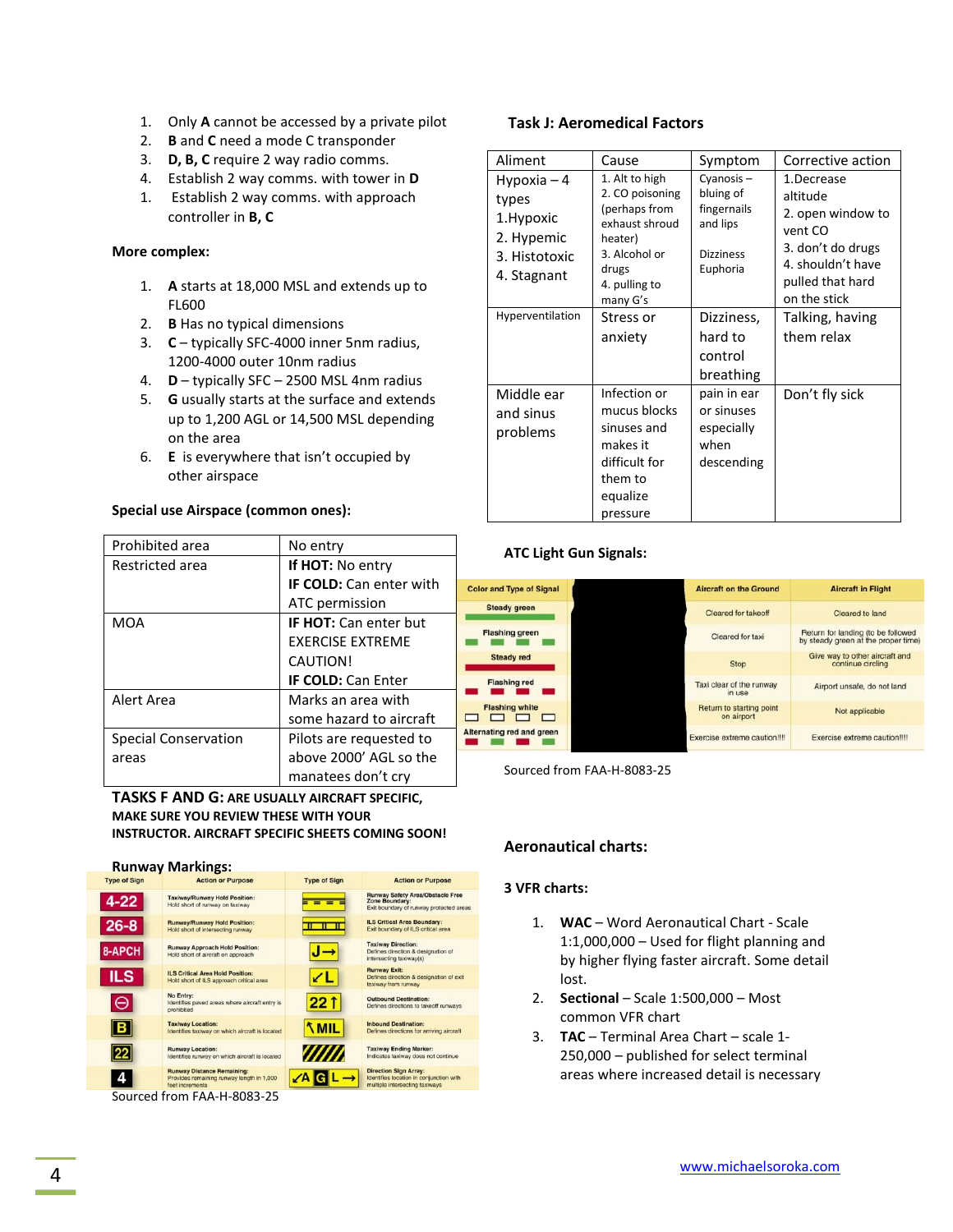1. Only **A** cannot be accessed by a private pilot
2. **B** and **C** need a mode C transponder
3. **D, B, C** require 2 way radio comms.
4. Establish 2 way comms. with tower in **D**
1. Establish 2 way comms. with approach controller in **B, C**

**More complex:**

1. **A** starts at 18,000 MSL and extends up to FL600
2. **B** Has no typical dimensions
3. **C** – typically SFC-4000 inner 5nm radius, 1200-4000 outer 10nm radius
4. **D** – typically SFC – 2500 MSL 4nm radius
5. **G** usually starts at the surface and extends up to 1,200 AGL or 14,500 MSL depending on the area
6. **E** is everywhere that isn't occupied by other airspace

**Special use Airspace (common ones):**

| Prohibited area | No entry |
|---|---|
| Restricted area | **If HOT:** No entry<br>**IF COLD:** Can enter with ATC permission |
| MOA | **IF HOT:** Can enter but EXERCISE EXTREME CAUTION!<br>**IF COLD:** Can Enter |
| Alert Area | Marks an area with some hazard to aircraft |
| Special Conservation areas | Pilots are requested to above 2000' AGL so the manatees don't cry |

**TASKS F AND G: ARE USUALLY AIRCRAFT SPECIFIC, MAKE SURE YOU REVIEW THESE WITH YOUR INSTRUCTOR. AIRCRAFT SPECIFIC SHEETS COMING SOON!**

**Runway Markings:**

| Type of Sign | Action or Purpose | Type of Sign | Action or Purpose |
|---|---|---|---|
| 4-22 | Taxiway/Runway Hold Position: Hold short of runway on taxiway | | Runway Safety Area/Obstacle Free Zone Boundary: Exit boundary of runway protected areas |
| 26-8 | Runway/Runway Hold Position: Hold short of intersecting runway | | ILS Critical Area Boundary: Exit boundary of ILS critical area |
| 8-APCH | Runway Approach Hold Position: Hold short of aircraft on approach | J→ | Taxiway Direction: Defines direction & designation of intersecting taxiway(s) |
| ILS | ILS Critical Area Hold Position: Hold short of ILS approach critical area | ↙L | Runway Exit: Defines direction & designation of exit taxiway from runway |
| ⊖ | No Entry: Identifies paved areas where aircraft entry is prohibited | 22↑ | Outbound Destination: Defines directions to takeoff runways |
| B | Taxiway Location: Identifies taxiway on which aircraft is located | ↖MIL | Inbound Destination: Defines directions for arriving aircraft |
| 22 | Runway Location: Identifies runway on which aircraft is located | | Taxiway Ending Marker: Indicates taxiway does not continue |
| 4 | Runway Distance Remaining: Provides remaining runway length in 1,000 feet increments | ↙A G L→ | Direction Sign Array: Identifies location in conjunction with multiple intersecting taxiways |

Sourced from FAA-H-8083-25

**Task J: Aeromedical Factors**

| Aliment | Cause | Symptom | Corrective action |
|---|---|---|---|
| Hypoxia – 4 types<br>1.Hypoxic<br>2. Hypemic<br>3. Histotoxic<br>4. Stagnant | 1. Alt to high<br>2. CO poisoning (perhaps from exhaust shroud heater)<br>3. Alcohol or drugs<br>4. pulling to many G's | Cyanosis – bluing of fingernails and lips<br><br>Dizziness<br>Euphoria | 1.Decrease altitude<br>2. open window to vent CO<br>3. don't do drugs<br>4. shouldn't have pulled that hard on the stick |
| Hyperventilation | Stress or anxiety | Dizziness, hard to control breathing | Talking, having them relax |
| Middle ear and sinus problems | Infection or mucus blocks sinuses and makes it difficult for them to equalize pressure | pain in ear or sinuses especially when descending | Don't fly sick |

**ATC Light Gun Signals:**

| Color and Type of Signal | Aircraft on the Ground | Aircraft in Flight |
|---|---|---|
| Steady green | Cleared for takeoff | Cleared to land |
| Flashing green | Cleared for taxi | Return for landing (to be followed by steady green at the proper time) |
| Steady red | Stop | Give way to other aircraft and continue circling |
| Flashing red | Taxi clear of the runway in use | Airport unsafe, do not land |
| Flashing white | Return to starting point on airport | Not applicable |
| Alternating red and green | Exercise extreme caution!!! | Exercise extreme caution!!! |

Sourced from FAA-H-8083-25

**Aeronautical charts:**

**3 VFR charts:**

1. **WAC** – Word Aeronautical Chart - Scale 1:1,000,000 – Used for flight planning and by higher flying faster aircraft. Some detail lost.
2. **Sectional** – Scale 1:500,000 – Most common VFR chart
3. **TAC** – Terminal Area Chart – scale 1-250,000 – published for select terminal areas where increased detail is necessary

www.michaelsoroka.com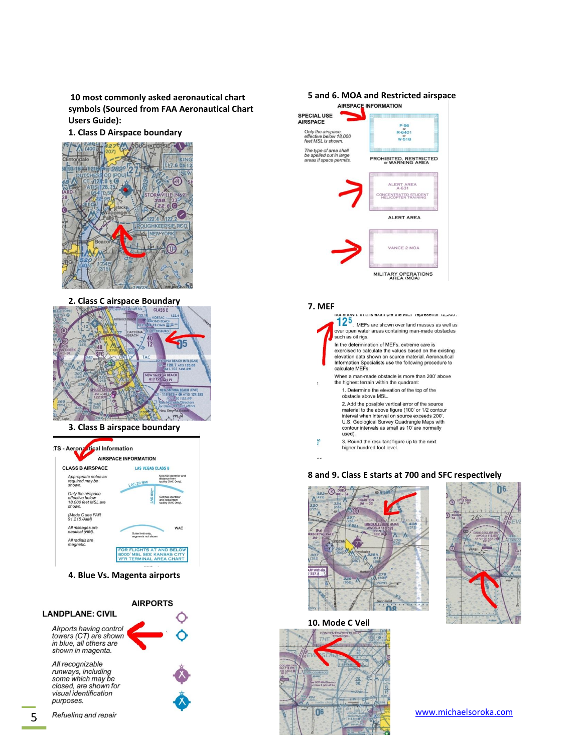**10 most commonly asked aeronautical chart symbols (Sourced from FAA Aeronautical Chart Users Guide):**

**1. Class D Airspace boundary**

**2. Class C airspace Boundary**

**3. Class B airspace boundary**

**4. Blue Vs. Magenta airports**

AIRPORTS

LANDPLANE: CIVIL

*Airports having control towers (CT) are shown in blue, all others are shown in magenta.*

*All recognizable runways, including some which may be closed, are shown for visual identification purposes.*

Refueling and repair

**5 and 6. MOA and Restricted airspace**

AIRSPACE INFORMATION

SPECIAL USE AIRSPACE

*Only the airspace effective below 18,000 feet MSL is shown.*

*The type of area shall be spelled out in large areas if space permits.*

PROHIBITED, RESTRICTED or WARNING AREA

ALERT AREA

MILITARY OPERATIONS AREA (MOA)

**7. MEF**

MEFs are shown over land masses as well as over open water areas containing man-made obstacles such as oil rigs.

In the determination of MEFs, extreme care is exercised to calculate the values based on the existing elevation data shown on source material. Aeronautical Information Specialists use the following procedure to calculate MEFs:

When a man-made obstacle is more than 200' above the highest terrain within the quadrant:

1. Determine the elevation of the top of the obstacle above MSL.
2. Add the possible vertical error of the source material to the above figure (100' or 1/2 contour interval when interval on source exceeds 200'. U.S. Geological Survey Quadrangle Maps with contour intervals as small as 10' are normally used).
3. Round the resultant figure up to the next higher hundred foot level.

**8 and 9. Class E starts at 700 and SFC respectively**

**10. Mode C Veil**

www.michaelsoroka.com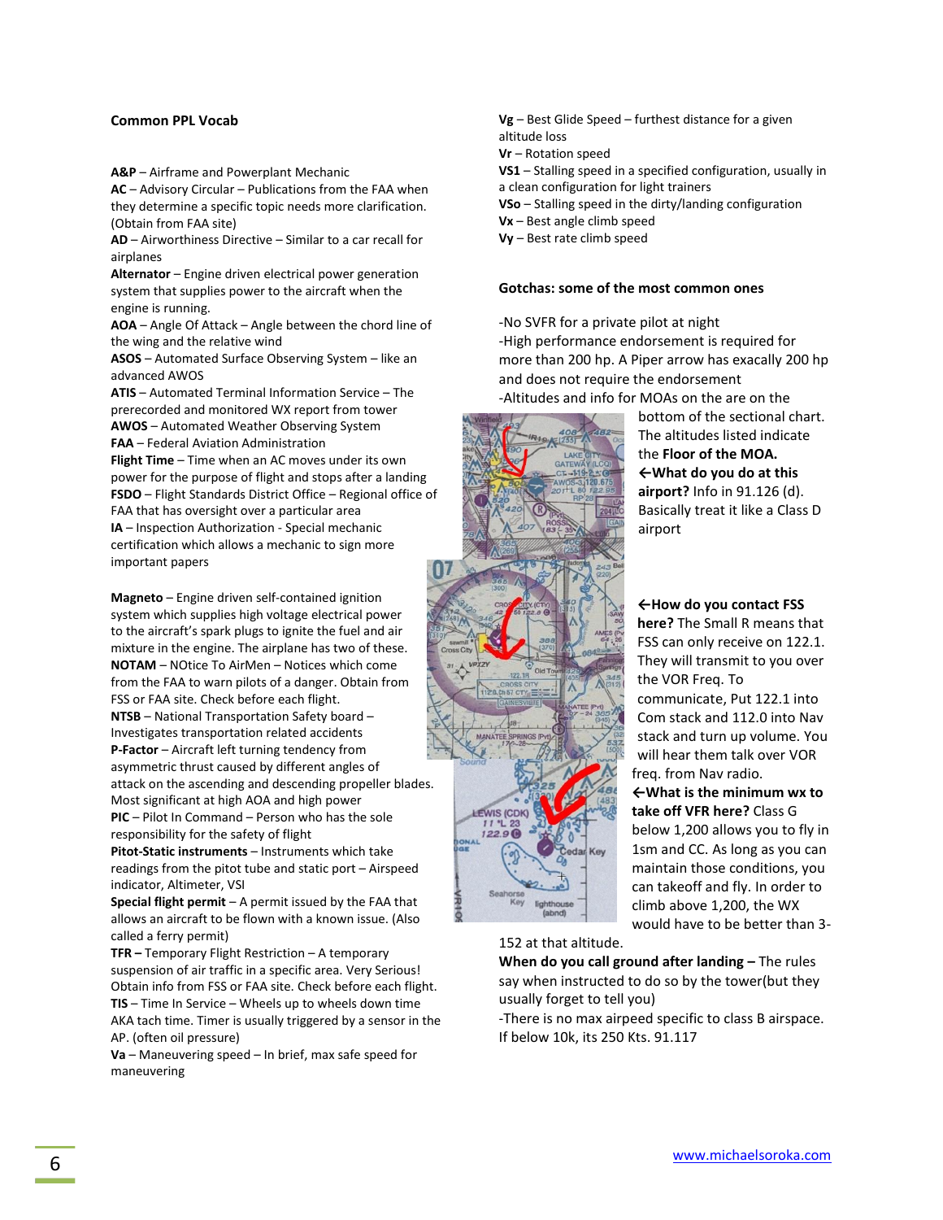**Common PPL Vocab**

**A&P** – Airframe and Powerplant Mechanic
**AC** – Advisory Circular – Publications from the FAA when they determine a specific topic needs more clarification. (Obtain from FAA site)
**AD** – Airworthiness Directive – Similar to a car recall for airplanes
**Alternator** – Engine driven electrical power generation system that supplies power to the aircraft when the engine is running.
**AOA** – Angle Of Attack – Angle between the chord line of the wing and the relative wind
**ASOS** – Automated Surface Observing System – like an advanced AWOS
**ATIS** – Automated Terminal Information Service – The prerecorded and monitored WX report from tower
**AWOS** – Automated Weather Observing System
**FAA** – Federal Aviation Administration
**Flight Time** – Time when an AC moves under its own power for the purpose of flight and stops after a landing
**FSDO** – Flight Standards District Office – Regional office of FAA that has oversight over a particular area
**IA** – Inspection Authorization - Special mechanic certification which allows a mechanic to sign more important papers

**Magneto** – Engine driven self-contained ignition system which supplies high voltage electrical power to the aircraft's spark plugs to ignite the fuel and air mixture in the engine. The airplane has two of these.
**NOTAM** – NOtice To AirMen – Notices which come from the FAA to warn pilots of a danger. Obtain from FSS or FAA site. Check before each flight.
**NTSB** – National Transportation Safety board – Investigates transportation related accidents
**P-Factor** – Aircraft left turning tendency from asymmetric thrust caused by different angles of attack on the ascending and descending propeller blades. Most significant at high AOA and high power
**PIC** – Pilot In Command – Person who has the sole responsibility for the safety of flight
**Pitot-Static instruments** – Instruments which take readings from the pitot tube and static port – Airspeed indicator, Altimeter, VSI
**Special flight permit** – A permit issued by the FAA that allows an aircraft to be flown with a known issue. (Also called a ferry permit)
**TFR –** Temporary Flight Restriction – A temporary suspension of air traffic in a specific area. Very Serious! Obtain info from FSS or FAA site. Check before each flight.
**TIS** – Time In Service – Wheels up to wheels down time AKA tach time. Timer is usually triggered by a sensor in the AP. (often oil pressure)
**Va** – Maneuvering speed – In brief, max safe speed for maneuvering
**Vg** – Best Glide Speed – furthest distance for a given altitude loss
**Vr** – Rotation speed
**VS1** – Stalling speed in a specified configuration, usually in a clean configuration for light trainers
**VSo** – Stalling speed in the dirty/landing configuration
**Vx** – Best angle climb speed
**Vy** – Best rate climb speed

**Gotchas: some of the most common ones**

-No SVFR for a private pilot at night
-High performance endorsement is required for more than 200 hp. A Piper arrow has exacally 200 hp and does not require the endorsement
-Altitudes and info for MOAs on the are on the bottom of the sectional chart. The altitudes listed indicate the **Floor of the MOA.**

**←What do you do at this airport?** Info in 91.126 (d). Basically treat it like a Class D airport

**←How do you contact FSS here?** The Small R means that FSS can only receive on 122.1. They will transmit to you over the VOR Freq. To communicate, Put 122.1 into Com stack and 112.0 into Nav stack and turn up volume. You will hear them talk over VOR freq. from Nav radio.

**←What is the minimum wx to take off VFR here?** Class G below 1,200 allows you to fly in 1sm and CC. As long as you can maintain those conditions, you can takeoff and fly. In order to climb above 1,200, the WX would have to be better than 3-152 at that altitude.

**When do you call ground after landing –** The rules say when instructed to do so by the tower(but they usually forget to tell you)

-There is no max airpeed specific to class B airspace. If below 10k, its 250 Kts. 91.117

www.michaelsoroka.com